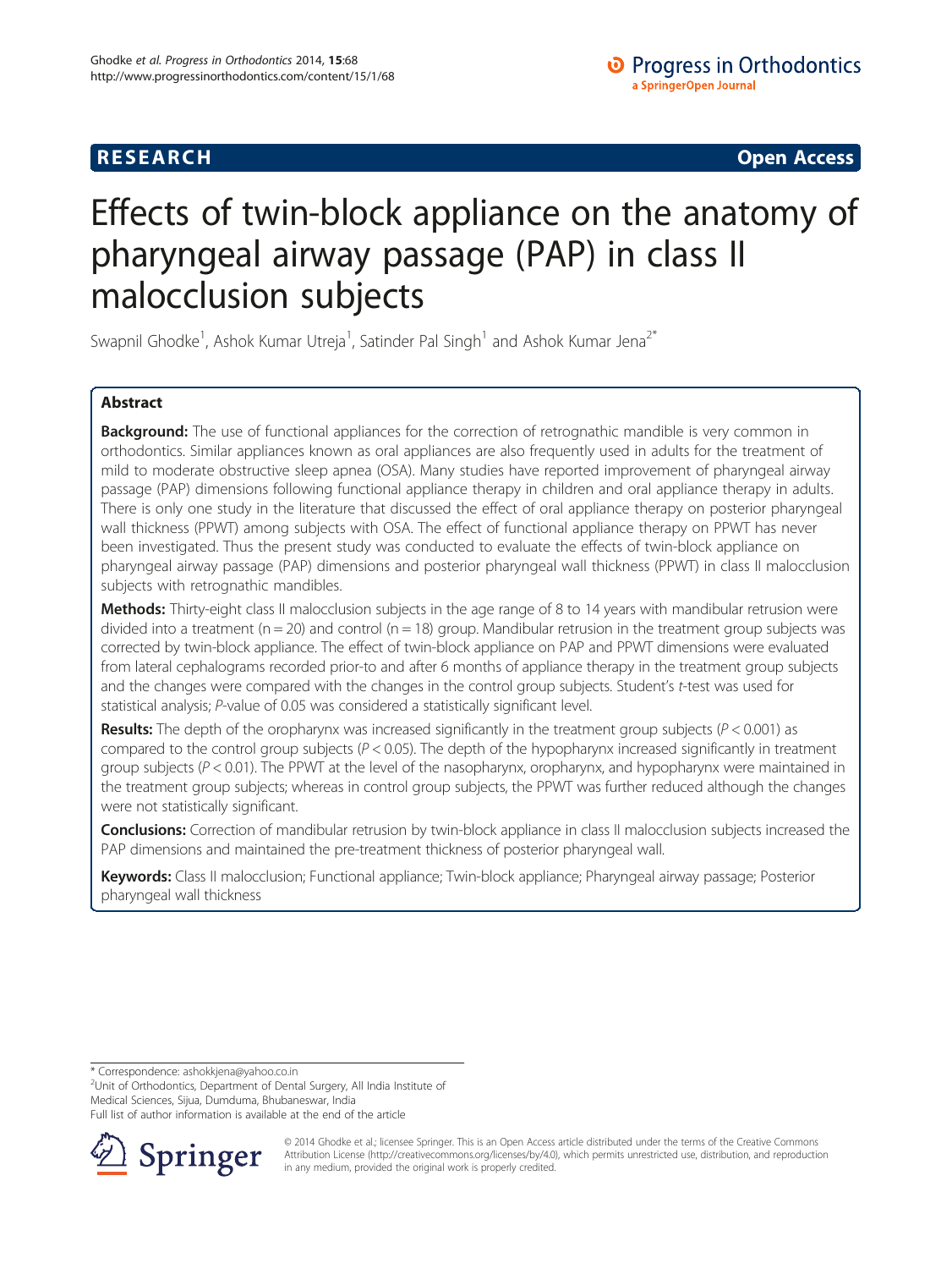**RESEARCH** **Open Access**

# Effects of twin-block appliance on the anatomy of pharyngeal airway passage (PAP) in class II malocclusion subjects

Swapnil Ghodke[1], Ashok Kumar Utreja[1], Satinder Pal Singh[1] and Ashok Kumar Jena[2*]

## Abstract

**Background:** The use of functional appliances for the correction of retrognathic mandible is very common in orthodontics. Similar appliances known as oral appliances are also frequently used in adults for the treatment of mild to moderate obstructive sleep apnea (OSA). Many studies have reported improvement of pharyngeal airway passage (PAP) dimensions following functional appliance therapy in children and oral appliance therapy in adults. There is only one study in the literature that discussed the effect of oral appliance therapy on posterior pharyngeal wall thickness (PPWT) among subjects with OSA. The effect of functional appliance therapy on PPWT has never been investigated. Thus the present study was conducted to evaluate the effects of twin-block appliance on pharyngeal airway passage (PAP) dimensions and posterior pharyngeal wall thickness (PPWT) in class II malocclusion subjects with retrognathic mandibles.

**Methods:** Thirty-eight class II malocclusion subjects in the age range of 8 to 14 years with mandibular retrusion were divided into a treatment (n = 20) and control (n = 18) group. Mandibular retrusion in the treatment group subjects was corrected by twin-block appliance. The effect of twin-block appliance on PAP and PPWT dimensions were evaluated from lateral cephalograms recorded prior-to and after 6 months of appliance therapy in the treatment group subjects and the changes were compared with the changes in the control group subjects. Student's *t*-test was used for statistical analysis; *P*-value of 0.05 was considered a statistically significant level.

**Results:** The depth of the oropharynx was increased significantly in the treatment group subjects ($P < 0.001$) as compared to the control group subjects ($P < 0.05$). The depth of the hypopharynx increased significantly in treatment group subjects ($P < 0.01$). The PPWT at the level of the nasopharynx, oropharynx, and hypopharynx were maintained in the treatment group subjects; whereas in control group subjects, the PPWT was further reduced although the changes were not statistically significant.

**Conclusions:** Correction of mandibular retrusion by twin-block appliance in class II malocclusion subjects increased the PAP dimensions and maintained the pre-treatment thickness of posterior pharyngeal wall.

**Keywords:** Class II malocclusion; Functional appliance; Twin-block appliance; Pharyngeal airway passage; Posterior pharyngeal wall thickness

---

\* Correspondence: ashokkjena@yahoo.co.in
[2]Unit of Orthodontics, Department of Dental Surgery, All India Institute of Medical Sciences, Sijua, Dumduma, Bhubaneswar, India
Full list of author information is available at the end of the article

© 2014 Ghodke et al.; licensee Springer. This is an Open Access article distributed under the terms of the Creative Commons Attribution License (http://creativecommons.org/licenses/by/4.0), which permits unrestricted use, distribution, and reproduction in any medium, provided the original work is properly credited.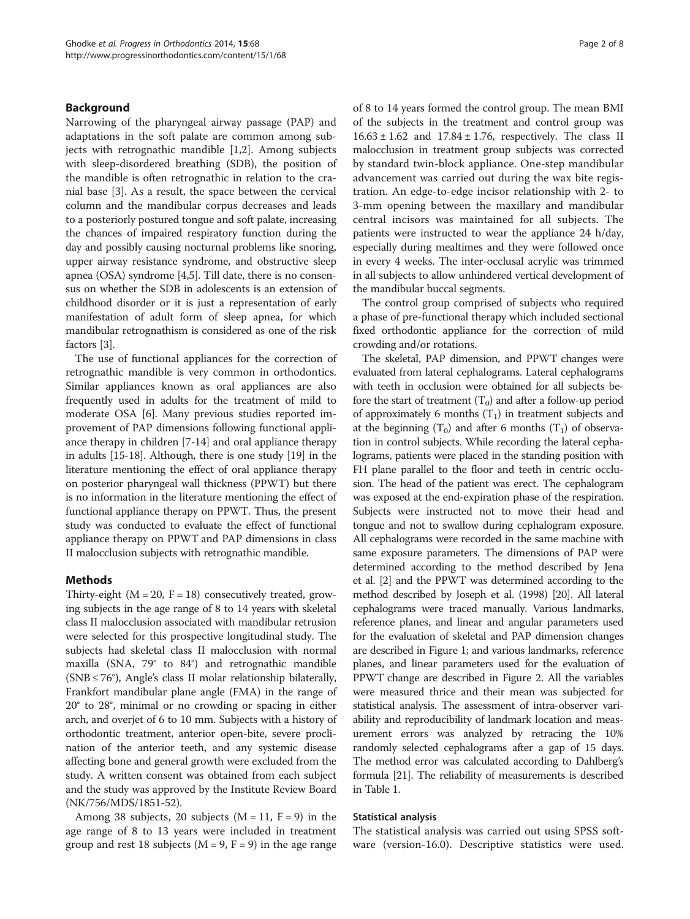## Background

Narrowing of the pharyngeal airway passage (PAP) and adaptations in the soft palate are common among subjects with retrognathic mandible [1,2]. Among subjects with sleep-disordered breathing (SDB), the position of the mandible is often retrognathic in relation to the cranial base [3]. As a result, the space between the cervical column and the mandibular corpus decreases and leads to a posteriorly postured tongue and soft palate, increasing the chances of impaired respiratory function during the day and possibly causing nocturnal problems like snoring, upper airway resistance syndrome, and obstructive sleep apnea (OSA) syndrome [4,5]. Till date, there is no consensus on whether the SDB in adolescents is an extension of childhood disorder or it is just a representation of early manifestation of adult form of sleep apnea, for which mandibular retrognathism is considered as one of the risk factors [3].

The use of functional appliances for the correction of retrognathic mandible is very common in orthodontics. Similar appliances known as oral appliances are also frequently used in adults for the treatment of mild to moderate OSA [6]. Many previous studies reported improvement of PAP dimensions following functional appliance therapy in children [7-14] and oral appliance therapy in adults [15-18]. Although, there is one study [19] in the literature mentioning the effect of oral appliance therapy on posterior pharyngeal wall thickness (PPWT) but there is no information in the literature mentioning the effect of functional appliance therapy on PPWT. Thus, the present study was conducted to evaluate the effect of functional appliance therapy on PPWT and PAP dimensions in class II malocclusion subjects with retrognathic mandible.

## Methods

Thirty-eight (M = 20, F = 18) consecutively treated, growing subjects in the age range of 8 to 14 years with skeletal class II malocclusion associated with mandibular retrusion were selected for this prospective longitudinal study. The subjects had skeletal class II malocclusion with normal maxilla (SNA, 79° to 84°) and retrognathic mandible (SNB ≤ 76°), Angle's class II molar relationship bilaterally, Frankfort mandibular plane angle (FMA) in the range of 20° to 28°, minimal or no crowding or spacing in either arch, and overjet of 6 to 10 mm. Subjects with a history of orthodontic treatment, anterior open-bite, severe proclination of the anterior teeth, and any systemic disease affecting bone and general growth were excluded from the study. A written consent was obtained from each subject and the study was approved by the Institute Review Board (NK/756/MDS/1851-52).

Among 38 subjects, 20 subjects (M = 11, F = 9) in the age range of 8 to 13 years were included in treatment group and rest 18 subjects (M = 9, F = 9) in the age range of 8 to 14 years formed the control group. The mean BMI of the subjects in the treatment and control group was 16.63 ± 1.62 and 17.84 ± 1.76, respectively. The class II malocclusion in treatment group subjects was corrected by standard twin-block appliance. One-step mandibular advancement was carried out during the wax bite registration. An edge-to-edge incisor relationship with 2- to 3-mm opening between the maxillary and mandibular central incisors was maintained for all subjects. The patients were instructed to wear the appliance 24 h/day, especially during mealtimes and they were followed once in every 4 weeks. The inter-occlusal acrylic was trimmed in all subjects to allow unhindered vertical development of the mandibular buccal segments.

The control group comprised of subjects who required a phase of pre-functional therapy which included sectional fixed orthodontic appliance for the correction of mild crowding and/or rotations.

The skeletal, PAP dimension, and PPWT changes were evaluated from lateral cephalograms. Lateral cephalograms with teeth in occlusion were obtained for all subjects before the start of treatment ($T_0$) and after a follow-up period of approximately 6 months ($T_1$) in treatment subjects and at the beginning ($T_0$) and after 6 months ($T_1$) of observation in control subjects. While recording the lateral cephalograms, patients were placed in the standing position with FH plane parallel to the floor and teeth in centric occlusion. The head of the patient was erect. The cephalogram was exposed at the end-expiration phase of the respiration. Subjects were instructed not to move their head and tongue and not to swallow during cephalogram exposure. All cephalograms were recorded in the same machine with same exposure parameters. The dimensions of PAP were determined according to the method described by Jena et al. [2] and the PPWT was determined according to the method described by Joseph et al. (1998) [20]. All lateral cephalograms were traced manually. Various landmarks, reference planes, and linear and angular parameters used for the evaluation of skeletal and PAP dimension changes are described in Figure 1; and various landmarks, reference planes, and linear parameters used for the evaluation of PPWT change are described in Figure 2. All the variables were measured thrice and their mean was subjected for statistical analysis. The assessment of intra-observer variability and reproducibility of landmark location and measurement errors was analyzed by retracing the 10% randomly selected cephalograms after a gap of 15 days. The method error was calculated according to Dahlberg's formula [21]. The reliability of measurements is described in Table 1.

### Statistical analysis

The statistical analysis was carried out using SPSS software (version-16.0). Descriptive statistics were used.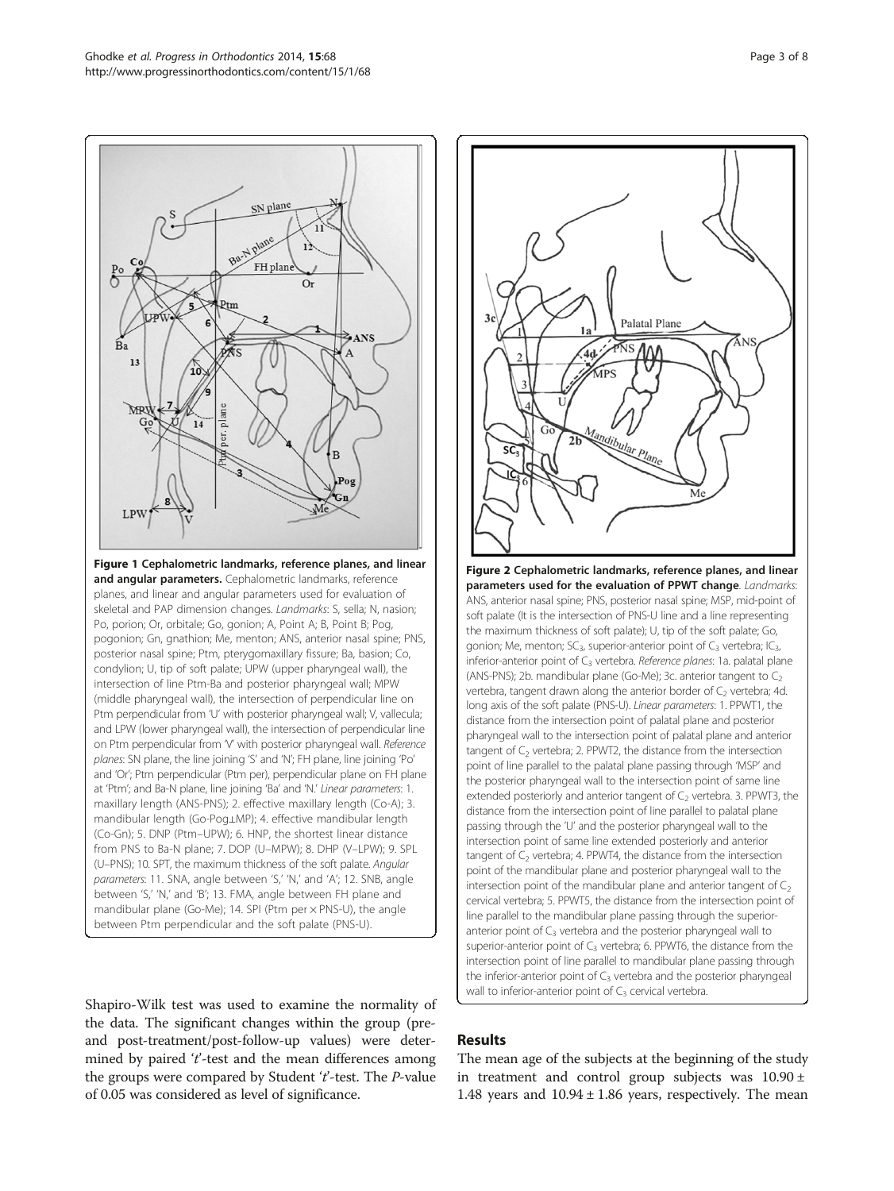**Figure 1 Cephalometric landmarks, reference planes, and linear and angular parameters.** Cephalometric landmarks, reference planes, and linear and angular parameters used for evaluation of skeletal and PAP dimension changes. *Landmarks*: S, sella; N, nasion; Po, porion; Or, orbitale; Go, gonion; A, Point A; B, Point B; Pog, pogonion; Gn, gnathion; Me, menton; ANS, anterior nasal spine; PNS, posterior nasal spine; Ptm, pterygomaxillary fissure; Ba, basion; Co, condylion; U, tip of soft palate; UPW (upper pharyngeal wall), the intersection of line Ptm-Ba and posterior pharyngeal wall; MPW (middle pharyngeal wall), the intersection of perpendicular line on Ptm perpendicular from 'U' with posterior pharyngeal wall; V, vallecula; and LPW (lower pharyngeal wall), the intersection of perpendicular line on Ptm perpendicular from 'V' with posterior pharyngeal wall. *Reference planes*: SN plane, the line joining 'S' and 'N'; FH plane, line joining 'Po' and 'Or'; Ptm perpendicular (Ptm per), perpendicular plane on FH plane at 'Ptm'; and Ba-N plane, line joining 'Ba' and 'N.' *Linear parameters*: 1. maxillary length (ANS-PNS); 2. effective maxillary length (Co-A); 3. mandibular length (Go-Pog⊥MP); 4. effective mandibular length (Co-Gn); 5. DNP (Ptm–UPW); 6. HNP, the shortest linear distance from PNS to Ba-N plane; 7. DOP (U–MPW); 8. DHP (V–LPW); 9. SPL (U–PNS); 10. SPT, the maximum thickness of the soft palate. *Angular parameters*: 11. SNA, angle between 'S,' 'N,' and 'A'; 12. SNB, angle between 'S,' 'N,' and 'B'; 13. FMA, angle between FH plane and mandibular plane (Go-Me); 14. SPI (Ptm per × PNS-U), the angle between Ptm perpendicular and the soft palate (PNS-U).

**Figure 2 Cephalometric landmarks, reference planes, and linear parameters used for the evaluation of PPWT change**. *Landmarks*: ANS, anterior nasal spine; PNS, posterior nasal spine; MSP, mid-point of soft palate (It is the intersection of PNS-U line and a line representing the maximum thickness of soft palate); U, tip of the soft palate; Go, gonion; Me, menton; $SC_3$, superior-anterior point of $C_3$ vertebra; $IC_3$, inferior-anterior point of $C_3$ vertebra. *Reference planes*: 1a. palatal plane (ANS-PNS); 2b. mandibular plane (Go-Me); 3c. anterior tangent to $C_2$ vertebra, tangent drawn along the anterior border of $C_2$ vertebra; 4d. long axis of the soft palate (PNS-U). *Linear parameters*: 1. PPWT1, the distance from the intersection point of palatal plane and posterior pharyngeal wall to the intersection point of palatal plane and anterior tangent of $C_2$ vertebra; 2. PPWT2, the distance from the intersection point of line parallel to the palatal plane passing through 'MSP' and the posterior pharyngeal wall to the intersection point of same line extended posteriorly and anterior tangent of $C_2$ vertebra. 3. PPWT3, the distance from the intersection point of line parallel to palatal plane passing through the 'U' and the posterior pharyngeal wall to the intersection point of same line extended posteriorly and anterior tangent of $C_2$ vertebra; 4. PPWT4, the distance from the intersection point of the mandibular plane and posterior pharyngeal wall to the intersection point of the mandibular plane and anterior tangent of $C_2$ cervical vertebra; 5. PPWT5, the distance from the intersection point of line parallel to the mandibular plane passing through the superior-anterior point of $C_3$ vertebra and the posterior pharyngeal wall to superior-anterior point of $C_3$ vertebra; 6. PPWT6, the distance from the intersection point of line parallel to mandibular plane passing through the inferior-anterior point of $C_3$ vertebra and the posterior pharyngeal wall to inferior-anterior point of $C_3$ cervical vertebra.

Shapiro-Wilk test was used to examine the normality of the data. The significant changes within the group (pre- and post-treatment/post-follow-up values) were determined by paired '*t*'-test and the mean differences among the groups were compared by Student '*t*'-test. The *P*-value of 0.05 was considered as level of significance.

## Results

The mean age of the subjects at the beginning of the study in treatment and control group subjects was $10.90 \pm 1.48$ years and $10.94 \pm 1.86$ years, respectively. The mean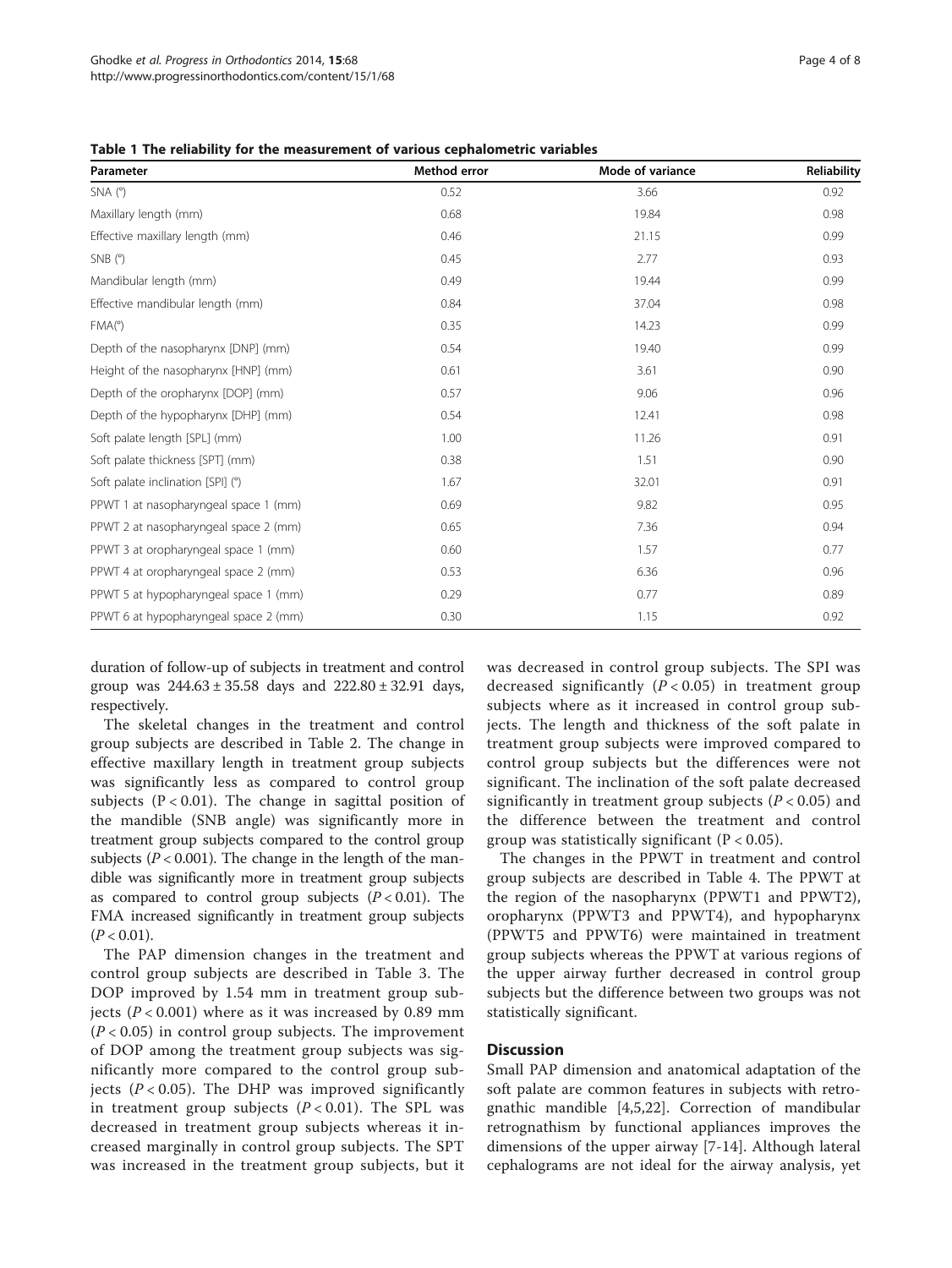**Table 1 The reliability for the measurement of various cephalometric variables**

| Parameter | Method error | Mode of variance | Reliability |
|---|---|---|---|
| SNA (°) | 0.52 | 3.66 | 0.92 |
| Maxillary length (mm) | 0.68 | 19.84 | 0.98 |
| Effective maxillary length (mm) | 0.46 | 21.15 | 0.99 |
| SNB (°) | 0.45 | 2.77 | 0.93 |
| Mandibular length (mm) | 0.49 | 19.44 | 0.99 |
| Effective mandibular length (mm) | 0.84 | 37.04 | 0.98 |
| FMA(°) | 0.35 | 14.23 | 0.99 |
| Depth of the nasopharynx [DNP] (mm) | 0.54 | 19.40 | 0.99 |
| Height of the nasopharynx [HNP] (mm) | 0.61 | 3.61 | 0.90 |
| Depth of the oropharynx [DOP] (mm) | 0.57 | 9.06 | 0.96 |
| Depth of the hypopharynx [DHP] (mm) | 0.54 | 12.41 | 0.98 |
| Soft palate length [SPL] (mm) | 1.00 | 11.26 | 0.91 |
| Soft palate thickness [SPT] (mm) | 0.38 | 1.51 | 0.90 |
| Soft palate inclination [SPI] (°) | 1.67 | 32.01 | 0.91 |
| PPWT 1 at nasopharyngeal space 1 (mm) | 0.69 | 9.82 | 0.95 |
| PPWT 2 at nasopharyngeal space 2 (mm) | 0.65 | 7.36 | 0.94 |
| PPWT 3 at oropharyngeal space 1 (mm) | 0.60 | 1.57 | 0.77 |
| PPWT 4 at oropharyngeal space 2 (mm) | 0.53 | 6.36 | 0.96 |
| PPWT 5 at hypopharyngeal space 1 (mm) | 0.29 | 0.77 | 0.89 |
| PPWT 6 at hypopharyngeal space 2 (mm) | 0.30 | 1.15 | 0.92 |

duration of follow-up of subjects in treatment and control group was 244.63 ± 35.58 days and 222.80 ± 32.91 days, respectively.

The skeletal changes in the treatment and control group subjects are described in Table 2. The change in effective maxillary length in treatment group subjects was significantly less as compared to control group subjects ($P < 0.01$). The change in sagittal position of the mandible (SNB angle) was significantly more in treatment group subjects compared to the control group subjects ($P < 0.001$). The change in the length of the mandible was significantly more in treatment group subjects as compared to control group subjects ($P < 0.01$). The FMA increased significantly in treatment group subjects ($P < 0.01$).

The PAP dimension changes in the treatment and control group subjects are described in Table 3. The DOP improved by 1.54 mm in treatment group subjects ($P < 0.001$) where as it was increased by 0.89 mm ($P < 0.05$) in control group subjects. The improvement of DOP among the treatment group subjects was significantly more compared to the control group subjects ($P < 0.05$). The DHP was improved significantly in treatment group subjects ($P < 0.01$). The SPL was decreased in treatment group subjects whereas it increased marginally in control group subjects. The SPT was increased in the treatment group subjects, but it was decreased in control group subjects. The SPI was decreased significantly ($P < 0.05$) in treatment group subjects where as it increased in control group subjects. The length and thickness of the soft palate in treatment group subjects were improved compared to control group subjects but the differences were not significant. The inclination of the soft palate decreased significantly in treatment group subjects ($P < 0.05$) and the difference between the treatment and control group was statistically significant ($P < 0.05$).

The changes in the PPWT in treatment and control group subjects are described in Table 4. The PPWT at the region of the nasopharynx (PPWT1 and PPWT2), oropharynx (PPWT3 and PPWT4), and hypopharynx (PPWT5 and PPWT6) were maintained in treatment group subjects whereas the PPWT at various regions of the upper airway further decreased in control group subjects but the difference between two groups was not statistically significant.

## Discussion

Small PAP dimension and anatomical adaptation of the soft palate are common features in subjects with retrognathic mandible [4,5,22]. Correction of mandibular retrognathism by functional appliances improves the dimensions of the upper airway [7-14]. Although lateral cephalograms are not ideal for the airway analysis, yet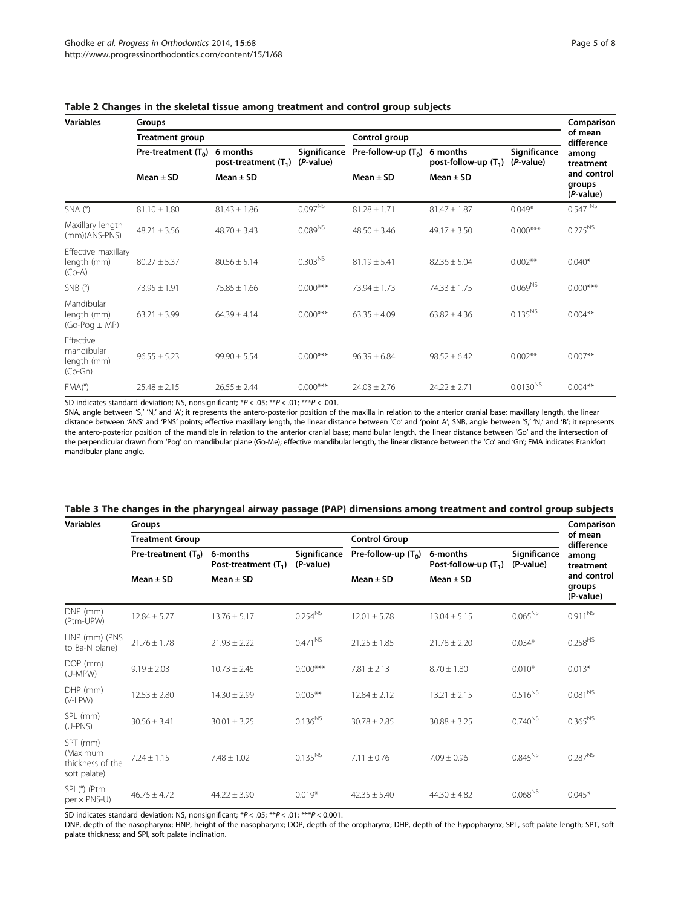**Table 2 Changes in the skeletal tissue among treatment and control group subjects**

| Variables | Groups | | | | | | Comparison of mean difference among treatment and control groups ($P$-value) |
|---|---|---|---|---|---|---|---|
| | Treatment group | | | Control group | | | |
| | Pre-treatment ($T_0$) | 6 months post-treatment ($T_1$) | Significance ($P$-value) | Pre-follow-up ($T_0$) | 6 months post-follow-up ($T_1$) | Significance ($P$-value) | |
| | Mean ± SD | Mean ± SD | | Mean ± SD | Mean ± SD | | |
| SNA (°) | 81.10 ± 1.80 | 81.43 ± 1.86 | 0.097[NS] | 81.28 ± 1.71 | 81.47 ± 1.87 | 0.049* | 0.547 [NS] |
| Maxillary length (mm)(ANS-PNS) | 48.21 ± 3.56 | 48.70 ± 3.43 | 0.089[NS] | 48.50 ± 3.46 | 49.17 ± 3.50 | 0.000*** | 0.275[NS] |
| Effective maxillary length (mm) (Co-A) | 80.27 ± 5.37 | 80.56 ± 5.14 | 0.303[NS] | 81.19 ± 5.41 | 82.36 ± 5.04 | 0.002** | 0.040* |
| SNB (°) | 73.95 ± 1.91 | 75.85 ± 1.66 | 0.000*** | 73.94 ± 1.73 | 74.33 ± 1.75 | 0.069[NS] | 0.000*** |
| Mandibular length (mm) (Go-Pog ⊥ MP) | 63.21 ± 3.99 | 64.39 ± 4.14 | 0.000*** | 63.35 ± 4.09 | 63.82 ± 4.36 | 0.135[NS] | 0.004** |
| Effective mandibular length (mm) (Co-Gn) | 96.55 ± 5.23 | 99.90 ± 5.54 | 0.000*** | 96.39 ± 6.84 | 98.52 ± 6.42 | 0.002** | 0.007** |
| FMA(°) | 25.48 ± 2.15 | 26.55 ± 2.44 | 0.000*** | 24.03 ± 2.76 | 24.22 ± 2.71 | 0.0130[NS] | 0.004** |

SD indicates standard deviation; NS, nonsignificant; $^{*}P < .05$; $^{**}P < .01$; $^{***}P < .001$.

SNA, angle between 'S,' 'N,' and 'A'; it represents the antero-posterior position of the maxilla in relation to the anterior cranial base; maxillary length, the linear distance between 'ANS' and 'PNS' points; effective maxillary length, the linear distance between 'Co' and 'point A'; SNB, angle between 'S,' 'N,' and 'B'; it represents the antero-posterior position of the mandible in relation to the anterior cranial base; mandibular length, the linear distance between 'Go' and the intersection of the perpendicular drawn from 'Pog' on mandibular plane (Go-Me); effective mandibular length, the linear distance between the 'Co' and 'Gn'; FMA indicates Frankfort mandibular plane angle.

**Table 3 The changes in the pharyngeal airway passage (PAP) dimensions among treatment and control group subjects**

| Variables | Groups | | | | | | Comparison of mean difference among treatment and control groups (P-value) |
|---|---|---|---|---|---|---|---|
| | Treatment Group | | | Control Group | | | |
| | Pre-treatment ($T_0$) | 6-months Post-treatment ($T_1$) | Significance (P-value) | Pre-follow-up ($T_0$) | 6-months Post-follow-up ($T_1$) | Significance (P-value) | |
| | Mean ± SD | Mean ± SD | | Mean ± SD | Mean ± SD | | |
| DNP (mm) (Ptm-UPW) | 12.84 ± 5.77 | 13.76 ± 5.17 | 0.254[NS] | 12.01 ± 5.78 | 13.04 ± 5.15 | 0.065[NS] | 0.911[NS] |
| HNP (mm) (PNS to Ba-N plane) | 21.76 ± 1.78 | 21.93 ± 2.22 | 0.471[NS] | 21.25 ± 1.85 | 21.78 ± 2.20 | 0.034* | 0.258[NS] |
| DOP (mm) (U-MPW) | 9.19 ± 2.03 | 10.73 ± 2.45 | 0.000*** | 7.81 ± 2.13 | 8.70 ± 1.80 | 0.010* | 0.013* |
| DHP (mm) (V-LPW) | 12.53 ± 2.80 | 14.30 ± 2.99 | 0.005** | 12.84 ± 2.12 | 13.21 ± 2.15 | 0.516[NS] | 0.081[NS] |
| SPL (mm) (U-PNS) | 30.56 ± 3.41 | 30.01 ± 3.25 | 0.136[NS] | 30.78 ± 2.85 | 30.88 ± 3.25 | 0.740[NS] | 0.365[NS] |
| SPT (mm) (Maximum thickness of the soft palate) | 7.24 ± 1.15 | 7.48 ± 1.02 | 0.135[NS] | 7.11 ± 0.76 | 7.09 ± 0.96 | 0.845[NS] | 0.287[NS] |
| SPI (°) (Ptm per × PNS-U) | 46.75 ± 4.72 | 44.22 ± 3.90 | 0.019* | 42.35 ± 5.40 | 44.30 ± 4.82 | 0.068[NS] | 0.045* |

SD indicates standard deviation; NS, nonsignificant; $^{*}P < .05$; $^{**}P < .01$; $^{***}P < 0.001$.

DNP, depth of the nasopharynx; HNP, height of the nasopharynx; DOP, depth of the oropharynx; DHP, depth of the hypopharynx; SPL, soft palate length; SPT, soft palate thickness; and SPI, soft palate inclination.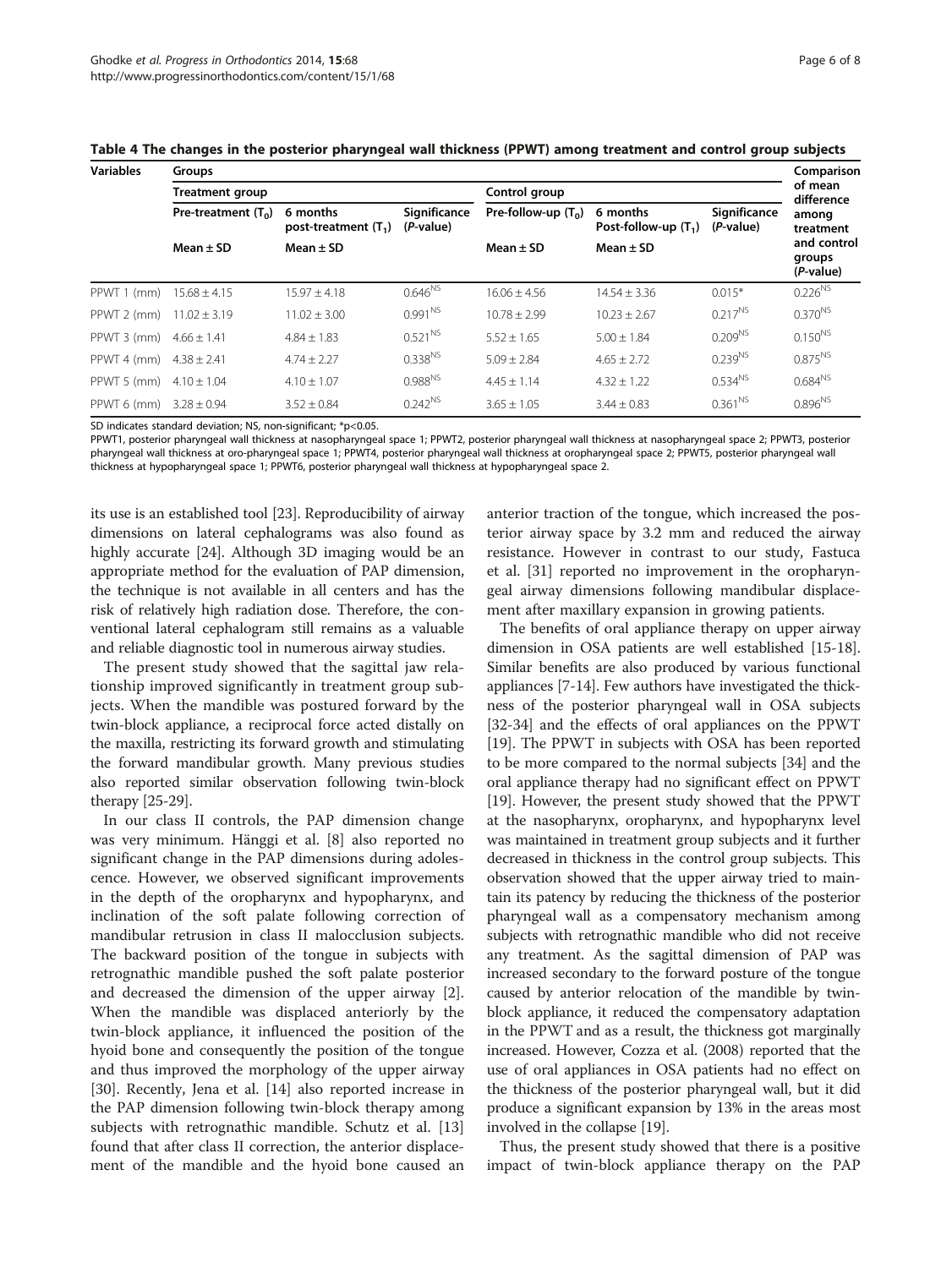**Table 4 The changes in the posterior pharyngeal wall thickness (PPWT) among treatment and control group subjects**

| Variables | Groups | | | | | | Comparison of mean difference among treatment and control groups (P-value) |
|---|---|---|---|---|---|---|---|
| | Treatment group | | | Control group | | | |
| | Pre-treatment ($T_0$) | 6 months post-treatment ($T_1$) | Significance (P-value) | Pre-follow-up ($T_0$) | 6 months Post-follow-up ($T_1$) | Significance (P-value) | |
| | Mean ± SD | Mean ± SD | | Mean ± SD | Mean ± SD | | |
| PPWT 1 (mm) | 15.68 ± 4.15 | 15.97 ± 4.18 | 0.646[NS] | 16.06 ± 4.56 | 14.54 ± 3.36 | 0.015* | 0.226[NS] |
| PPWT 2 (mm) | 11.02 ± 3.19 | 11.02 ± 3.00 | 0.991[NS] | 10.78 ± 2.99 | 10.23 ± 2.67 | 0.217[NS] | 0.370[NS] |
| PPWT 3 (mm) | 4.66 ± 1.41 | 4.84 ± 1.83 | 0.521[NS] | 5.52 ± 1.65 | 5.00 ± 1.84 | 0.209[NS] | 0.150[NS] |
| PPWT 4 (mm) | 4.38 ± 2.41 | 4.74 ± 2.27 | 0.338[NS] | 5.09 ± 2.84 | 4.65 ± 2.72 | 0.239[NS] | 0.875[NS] |
| PPWT 5 (mm) | 4.10 ± 1.04 | 4.10 ± 1.07 | 0.988[NS] | 4.45 ± 1.14 | 4.32 ± 1.22 | 0.534[NS] | 0.684[NS] |
| PPWT 6 (mm) | 3.28 ± 0.94 | 3.52 ± 0.84 | 0.242[NS] | 3.65 ± 1.05 | 3.44 ± 0.83 | 0.361[NS] | 0.896[NS] |

SD indicates standard deviation; NS, non-significant; *$p<0.05$.

PPWT1, posterior pharyngeal wall thickness at nasopharyngeal space 1; PPWT2, posterior pharyngeal wall thickness at nasopharyngeal space 2; PPWT3, posterior pharyngeal wall thickness at oro-pharyngeal space 1; PPWT4, posterior pharyngeal wall thickness at oropharyngeal space 2; PPWT5, posterior pharyngeal wall thickness at hypopharyngeal space 1; PPWT6, posterior pharyngeal wall thickness at hypopharyngeal space 2.

its use is an established tool [23]. Reproducibility of airway dimensions on lateral cephalograms was also found as highly accurate [24]. Although 3D imaging would be an appropriate method for the evaluation of PAP dimension, the technique is not available in all centers and has the risk of relatively high radiation dose. Therefore, the conventional lateral cephalogram still remains as a valuable and reliable diagnostic tool in numerous airway studies.

The present study showed that the sagittal jaw relationship improved significantly in treatment group subjects. When the mandible was postured forward by the twin-block appliance, a reciprocal force acted distally on the maxilla, restricting its forward growth and stimulating the forward mandibular growth. Many previous studies also reported similar observation following twin-block therapy [25-29].

In our class II controls, the PAP dimension change was very minimum. Hänggi et al. [8] also reported no significant change in the PAP dimensions during adolescence. However, we observed significant improvements in the depth of the oropharynx and hypopharynx, and inclination of the soft palate following correction of mandibular retrusion in class II malocclusion subjects. The backward position of the tongue in subjects with retrognathic mandible pushed the soft palate posterior and decreased the dimension of the upper airway [2]. When the mandible was displaced anteriorly by the twin-block appliance, it influenced the position of the hyoid bone and consequently the position of the tongue and thus improved the morphology of the upper airway [30]. Recently, Jena et al. [14] also reported increase in the PAP dimension following twin-block therapy among subjects with retrognathic mandible. Schutz et al. [13] found that after class II correction, the anterior displacement of the mandible and the hyoid bone caused an anterior traction of the tongue, which increased the posterior airway space by 3.2 mm and reduced the airway resistance. However in contrast to our study, Fastuca et al. [31] reported no improvement in the oropharyngeal airway dimensions following mandibular displacement after maxillary expansion in growing patients.

The benefits of oral appliance therapy on upper airway dimension in OSA patients are well established [15-18]. Similar benefits are also produced by various functional appliances [7-14]. Few authors have investigated the thickness of the posterior pharyngeal wall in OSA subjects [32-34] and the effects of oral appliances on the PPWT [19]. The PPWT in subjects with OSA has been reported to be more compared to the normal subjects [34] and the oral appliance therapy had no significant effect on PPWT [19]. However, the present study showed that the PPWT at the nasopharynx, oropharynx, and hypopharynx level was maintained in treatment group subjects and it further decreased in thickness in the control group subjects. This observation showed that the upper airway tried to maintain its patency by reducing the thickness of the posterior pharyngeal wall as a compensatory mechanism among subjects with retrognathic mandible who did not receive any treatment. As the sagittal dimension of PAP was increased secondary to the forward posture of the tongue caused by anterior relocation of the mandible by twin-block appliance, it reduced the compensatory adaptation in the PPWT and as a result, the thickness got marginally increased. However, Cozza et al. (2008) reported that the use of oral appliances in OSA patients had no effect on the thickness of the posterior pharyngeal wall, but it did produce a significant expansion by 13% in the areas most involved in the collapse [19].

Thus, the present study showed that there is a positive impact of twin-block appliance therapy on the PAP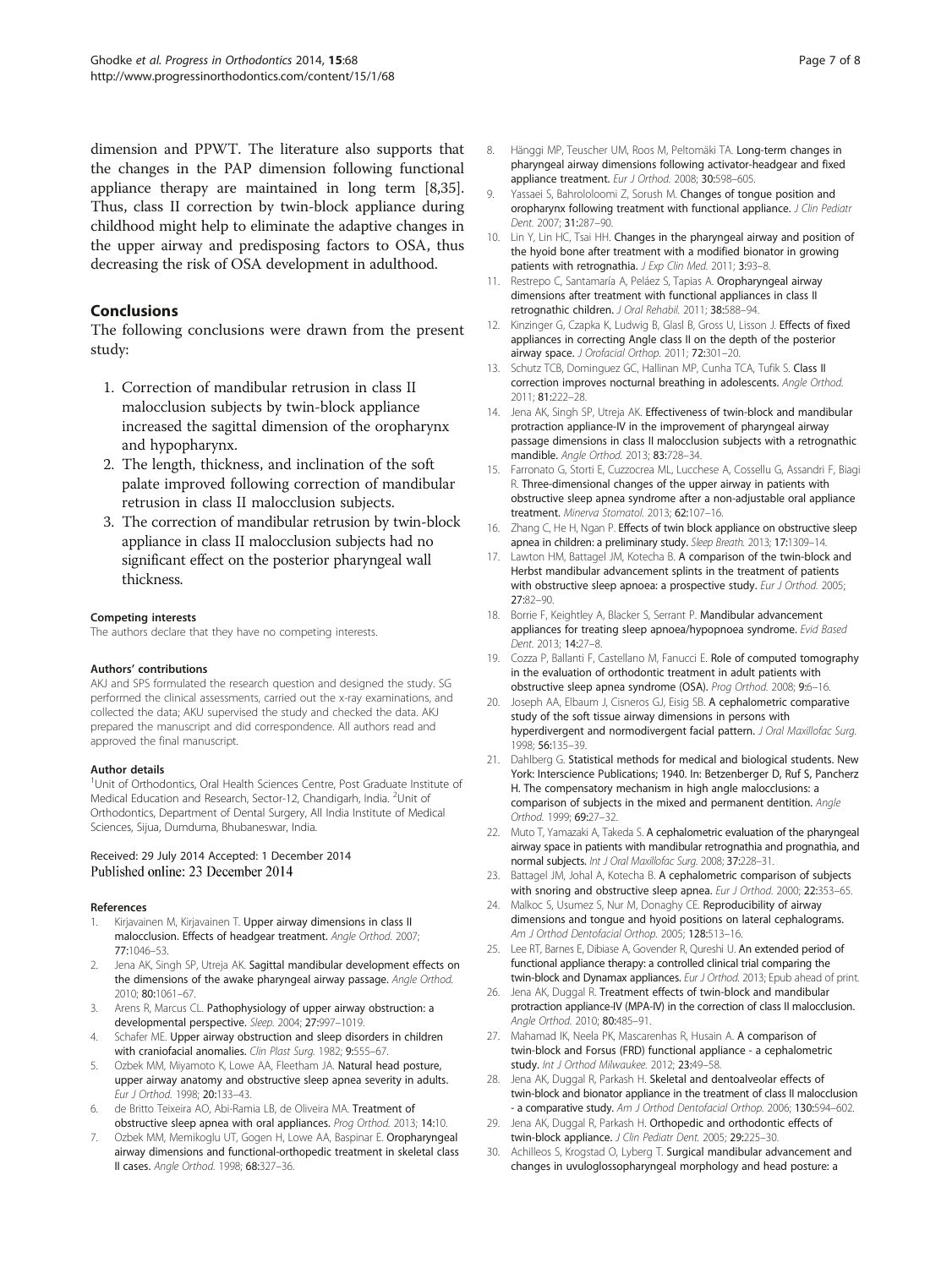dimension and PPWT. The literature also supports that the changes in the PAP dimension following functional appliance therapy are maintained in long term [8,35]. Thus, class II correction by twin-block appliance during childhood might help to eliminate the adaptive changes in the upper airway and predisposing factors to OSA, thus decreasing the risk of OSA development in adulthood.

## Conclusions

The following conclusions were drawn from the present study:

1. Correction of mandibular retrusion in class II malocclusion subjects by twin-block appliance increased the sagittal dimension of the oropharynx and hypopharynx.
2. The length, thickness, and inclination of the soft palate improved following correction of mandibular retrusion in class II malocclusion subjects.
3. The correction of mandibular retrusion by twin-block appliance in class II malocclusion subjects had no significant effect on the posterior pharyngeal wall thickness.

#### Competing interests

The authors declare that they have no competing interests.

#### Authors' contributions

AKJ and SPS formulated the research question and designed the study. SG performed the clinical assessments, carried out the x-ray examinations, and collected the data; AKU supervised the study and checked the data. AKJ prepared the manuscript and did correspondence. All authors read and approved the final manuscript.

#### Author details

[1]Unit of Orthodontics, Oral Health Sciences Centre, Post Graduate Institute of Medical Education and Research, Sector-12, Chandigarh, India. [2]Unit of Orthodontics, Department of Dental Surgery, All India Institute of Medical Sciences, Sijua, Dumduma, Bhubaneswar, India.

Received: 29 July 2014 Accepted: 1 December 2014
Published online: 23 December 2014

#### References

1. Kirjavainen M, Kirjavainen T. **Upper airway dimensions in class II malocclusion. Effects of headgear treatment.** *Angle Orthod.* 2007; **77:**1046–53.
2. Jena AK, Singh SP, Utreja AK. **Sagittal mandibular development effects on the dimensions of the awake pharyngeal airway passage.** *Angle Orthod.* 2010; **80:**1061–67.
3. Arens R, Marcus CL. **Pathophysiology of upper airway obstruction: a developmental perspective.** *Sleep.* 2004; **27:**997–1019.
4. Schafer ME. **Upper airway obstruction and sleep disorders in children with craniofacial anomalies.** *Clin Plast Surg.* 1982; **9:**555–67.
5. Ozbek MM, Miyamoto K, Lowe AA, Fleetham JA. **Natural head posture, upper airway anatomy and obstructive sleep apnea severity in adults.** *Eur J Orthod.* 1998; **20:**133–43.
6. de Britto Teixeira AO, Abi-Ramia LB, de Oliveira MA. **Treatment of obstructive sleep apnea with oral appliances.** *Prog Orthod.* 2013; **14:**10.
7. Ozbek MM, Memikoglu UT, Gogen H, Lowe AA, Baspinar E. **Oropharyngeal airway dimensions and functional-orthopedic treatment in skeletal class II cases.** *Angle Orthod.* 1998; **68:**327–36.
8. Hänggi MP, Teuscher UM, Roos M, Peltomäki TA. **Long-term changes in pharyngeal airway dimensions following activator-headgear and fixed appliance treatment.** *Eur J Orthod.* 2008; **30:**598–605.
9. Yassaei S, Bahrololoomi Z, Sorush M. **Changes of tongue position and oropharynx following treatment with functional appliance.** *J Clin Pediatr Dent.* 2007; **31:**287–90.
10. Lin Y, Lin HC, Tsai HH. **Changes in the pharyngeal airway and position of the hyoid bone after treatment with a modified bionator in growing patients with retrognathia.** *J Exp Clin Med.* 2011; **3:**93–8.
11. Restrepo C, Santamaría A, Peláez S, Tapias A. **Oropharyngeal airway dimensions after treatment with functional appliances in class II retrognathic children.** *J Oral Rehabil.* 2011; **38:**588–94.
12. Kinzinger G, Czapka K, Ludwig B, Glasl B, Gross U, Lisson J. **Effects of fixed appliances in correcting Angle class II on the depth of the posterior airway space.** *J Orofacial Orthop.* 2011; **72:**301–20.
13. Schutz TCB, Dominguez GC, Hallinan MP, Cunha TCA, Tufik S. **Class II correction improves nocturnal breathing in adolescents.** *Angle Orthod.* 2011; **81:**222–28.
14. Jena AK, Singh SP, Utreja AK. **Effectiveness of twin-block and mandibular protraction appliance-IV in the improvement of pharyngeal airway passage dimensions in class II malocclusion subjects with a retrognathic mandible.** *Angle Orthod.* 2013; **83:**728–34.
15. Farronato G, Storti E, Cuzzocrea ML, Lucchese A, Cossellu G, Assandri F, Biagi R. **Three-dimensional changes of the upper airway in patients with obstructive sleep apnea syndrome after a non-adjustable oral appliance treatment.** *Minerva Stomatol.* 2013; **62:**107–16.
16. Zhang C, He H, Ngan P. **Effects of twin block appliance on obstructive sleep apnea in children: a preliminary study.** *Sleep Breath.* 2013; **17:**1309–14.
17. Lawton HM, Battagel JM, Kotecha B. **A comparison of the twin-block and Herbst mandibular advancement splints in the treatment of patients with obstructive sleep apnoea: a prospective study.** *Eur J Orthod.* 2005; **27:**82–90.
18. Borrie F, Keightley A, Blacker S, Serrant P. **Mandibular advancement appliances for treating sleep apnoea/hypopnoea syndrome.** *Evid Based Dent.* 2013; **14:**27–8.
19. Cozza P, Ballanti F, Castellano M, Fanucci E. **Role of computed tomography in the evaluation of orthodontic treatment in adult patients with obstructive sleep apnea syndrome (OSA).** *Prog Orthod.* 2008; **9:**6–16.
20. Joseph AA, Elbaum J, Cisneros GJ, Eisig SB. **A cephalometric comparative study of the soft tissue airway dimensions in persons with hyperdivergent and normodivergent facial pattern.** *J Oral Maxillofac Surg.* 1998; **56:**135–39.
21. Dahlberg G. **Statistical methods for medical and biological students.** New York: Interscience Publications; 1940. In: Betzenberger D, Ruf S, Pancherz H. The compensatory mechanism in high angle malocclusions: a comparison of subjects in the mixed and permanent dentition. *Angle Orthod.* 1999; **69:**27–32.
22. Muto T, Yamazaki A, Takeda S. **A cephalometric evaluation of the pharyngeal airway space in patients with mandibular retrognathia and prognathia, and normal subjects.** *Int J Oral Maxillofac Surg.* 2008; **37:**228–31.
23. Battagel JM, Johal A, Kotecha B. **A cephalometric comparison of subjects with snoring and obstructive sleep apnea.** *Eur J Orthod.* 2000; **22:**353–65.
24. Malkoc S, Usumez S, Nur M, Donaghy CE. **Reproducibility of airway dimensions and tongue and hyoid positions on lateral cephalograms.** *Am J Orthod Dentofacial Orthop.* 2005; **128:**513–16.
25. Lee RT, Barnes E, Dibiase A, Govender R, Qureshi U. **An extended period of functional appliance therapy: a controlled clinical trial comparing the twin-block and Dynamax appliances.** *Eur J Orthod.* 2013; Epub ahead of print.
26. Jena AK, Duggal R. **Treatment effects of twin-block and mandibular protraction appliance-IV (MPA-IV) in the correction of class II malocclusion.** *Angle Orthod.* 2010; **80:**485–91.
27. Mahamad IK, Neela PK, Mascarenhas R, Husain A. **A comparison of twin-block and Forsus (FRD) functional appliance - a cephalometric study.** *Int J Orthod Milwaukee.* 2012; **23:**49–58.
28. Jena AK, Duggal R, Parkash H. **Skeletal and dentoalveolar effects of twin-block and bionator appliance in the treatment of class II malocclusion - a comparative study.** *Am J Orthod Dentofacial Orthop.* 2006; **130:**594–602.
29. Jena AK, Duggal R, Parkash H. **Orthopedic and orthodontic effects of twin-block appliance.** *J Clin Pediatr Dent.* 2005; **29:**225–30.
30. Achilleos S, Krogstad O, Lyberg T. **Surgical mandibular advancement and changes in uvuloglossopharyngeal morphology and head posture: a**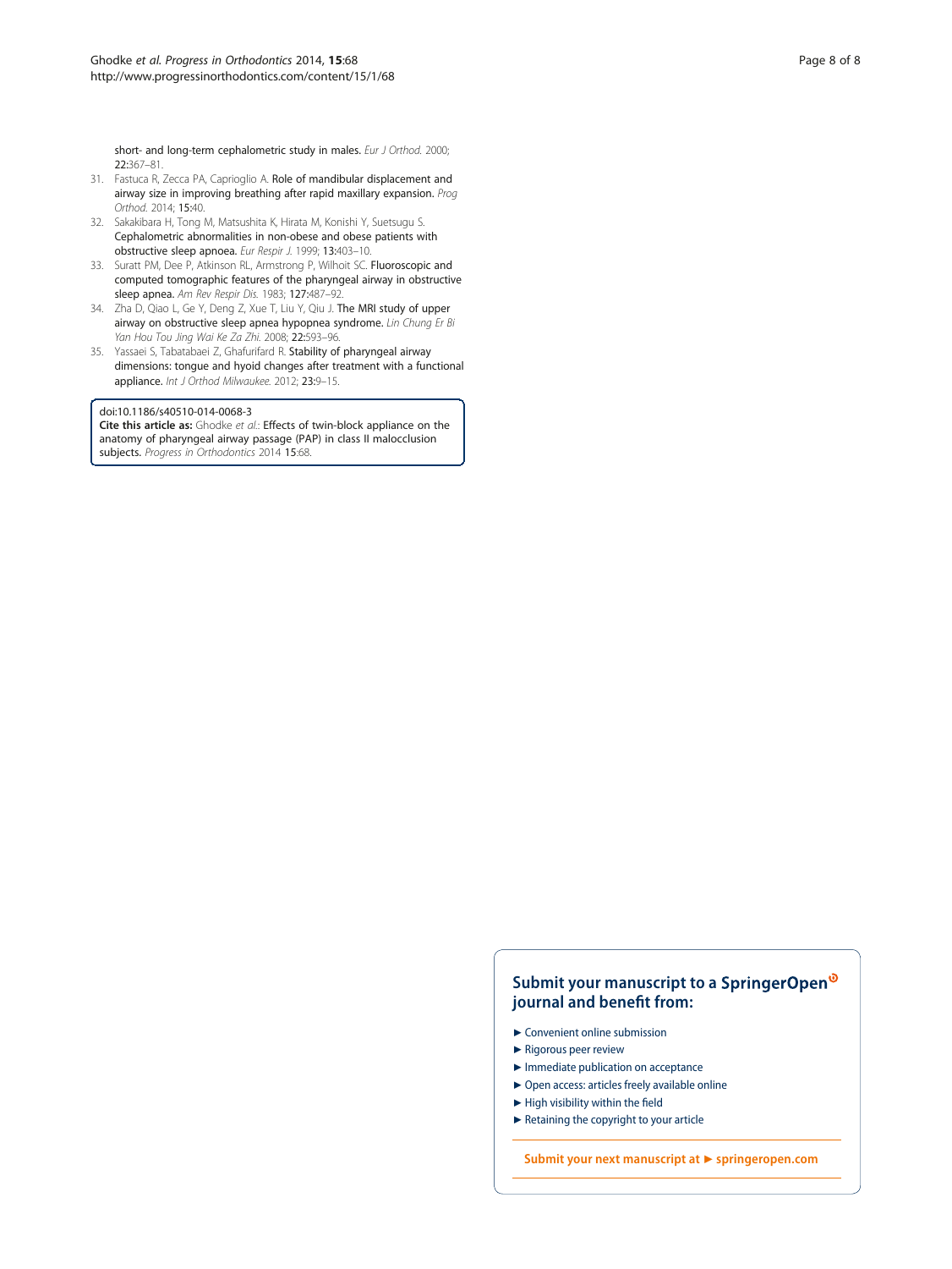short- and long-term cephalometric study in males. *Eur J Orthod.* 2000; **22**:367–81.

31. Fastuca R, Zecca PA, Caprioglio A. **Role of mandibular displacement and airway size in improving breathing after rapid maxillary expansion.** *Prog Orthod.* 2014; **15**:40.
32. Sakakibara H, Tong M, Matsushita K, Hirata M, Konishi Y, Suetsugu S. **Cephalometric abnormalities in non-obese and obese patients with obstructive sleep apnoea.** *Eur Respir J.* 1999; **13**:403–10.
33. Suratt PM, Dee P, Atkinson RL, Armstrong P, Wilhoit SC. **Fluoroscopic and computed tomographic features of the pharyngeal airway in obstructive sleep apnea.** *Am Rev Respir Dis.* 1983; **127**:487–92.
34. Zha D, Qiao L, Ge Y, Deng Z, Xue T, Liu Y, Qiu J. **The MRI study of upper airway on obstructive sleep apnea hypopnea syndrome.** *Lin Chung Er Bi Yan Hou Tou Jing Wai Ke Za Zhi.* 2008; **22**:593–96.
35. Yassaei S, Tabatabaei Z, Ghafurifard R. **Stability of pharyngeal airway dimensions: tongue and hyoid changes after treatment with a functional appliance.** *Int J Orthod Milwaukee.* 2012; **23**:9–15.

doi:10.1186/s40510-014-0068-3

**Cite this article as:** Ghodke *et al.*: Effects of twin-block appliance on the anatomy of pharyngeal airway passage (PAP) in class II malocclusion subjects. *Progress in Orthodontics* 2014 **15**:68.

**Submit your manuscript to a SpringerOpen journal and benefit from:**

- ► Convenient online submission
- ► Rigorous peer review
- ► Immediate publication on acceptance
- ► Open access: articles freely available online
- ► High visibility within the field
- ► Retaining the copyright to your article

**Submit your next manuscript at ► springeropen.com**